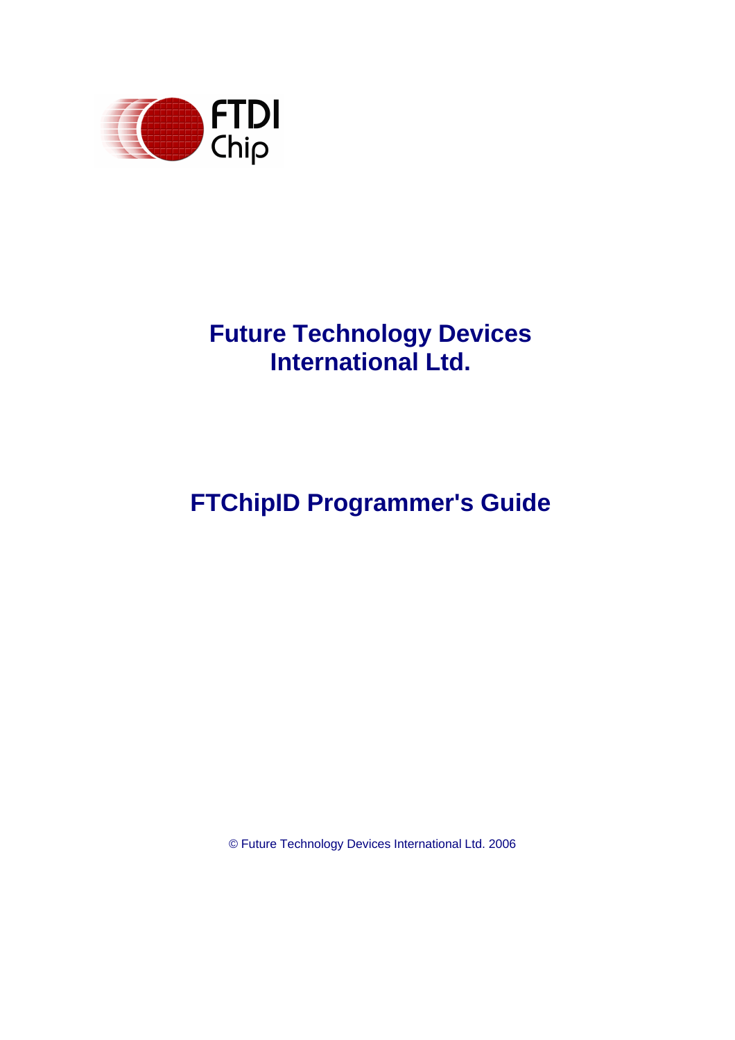# Future Technology Devices International Ltd.

# FTChipID Programmer's Guide

© Future Technology Devices International Ltd. 2006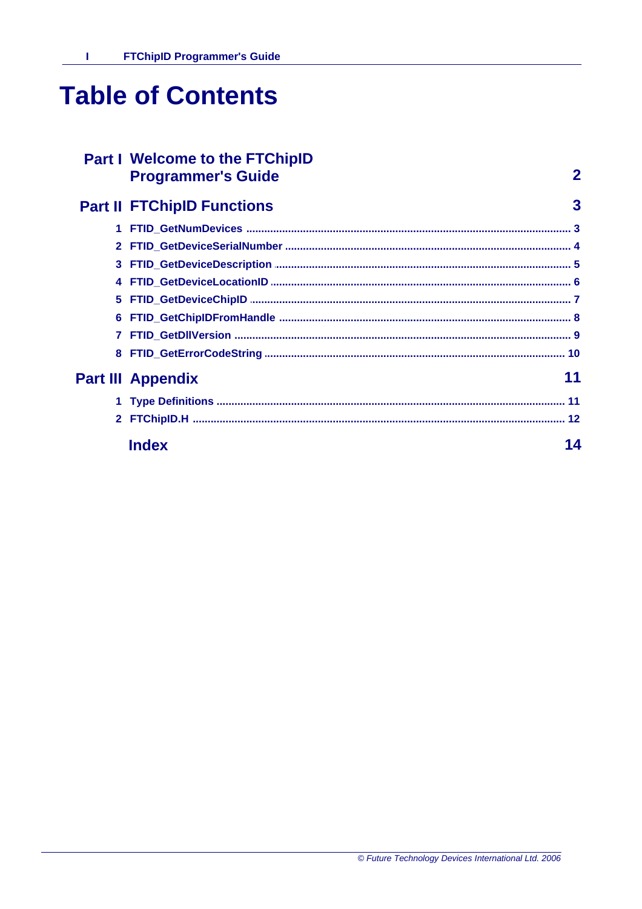# Table of Contents

**Part I Welcome to the FTChipID Programmer's Guide** **2**

**Part II FTChipID Functions** **3**

1 FTID_GetNumDevices ........................................ 3
2 FTID_GetDeviceSerialNumber ........................................ 4
3 FTID_GetDeviceDescription ........................................ 5
4 FTID_GetDeviceLocationID ........................................ 6
5 FTID_GetDeviceChipID ........................................ 7
6 FTID_GetChipIDFromHandle ........................................ 8
7 FTID_GetDllVersion ........................................ 9
8 FTID_GetErrorCodeString ........................................ 10

**Part III Appendix** **11**

1 Type Definitions ........................................ 11
2 FTChipID.H ........................................ 12

**Index** **14**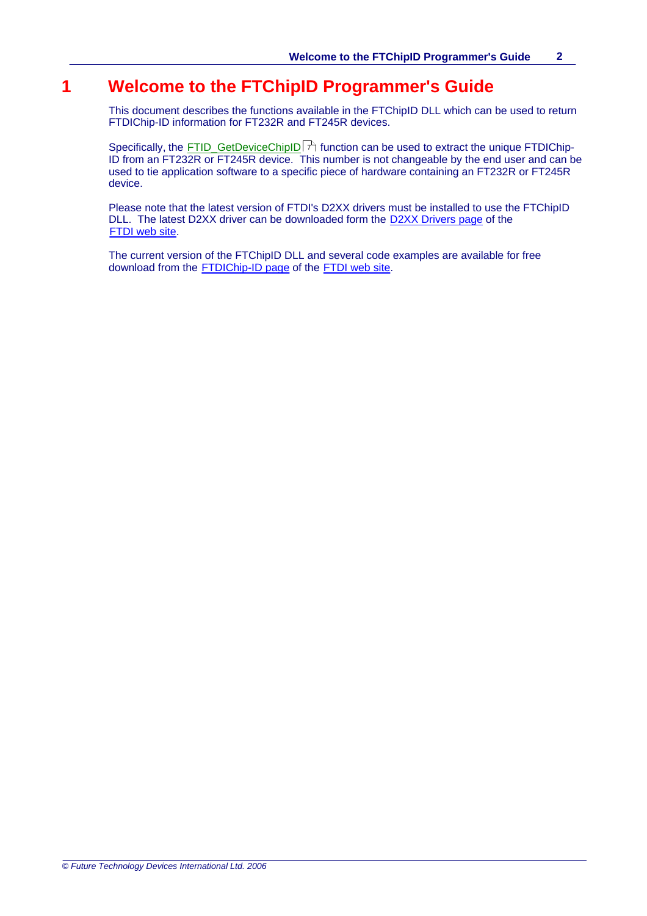# 1 Welcome to the FTChipID Programmer's Guide

This document describes the functions available in the FTChipID DLL which can be used to return FTDIChip-ID information for FT232R and FT245R devices.

Specifically, the FTID_GetDeviceChipID 7 function can be used to extract the unique FTDIChip-ID from an FT232R or FT245R device. This number is not changeable by the end user and can be used to tie application software to a specific piece of hardware containing an FT232R or FT245R device.

Please note that the latest version of FTDI's D2XX drivers must be installed to use the FTChipID DLL. The latest D2XX driver can be downloaded form the D2XX Drivers page of the FTDI web site.

The current version of the FTChipID DLL and several code examples are available for free download from the FTDIChip-ID page of the FTDI web site.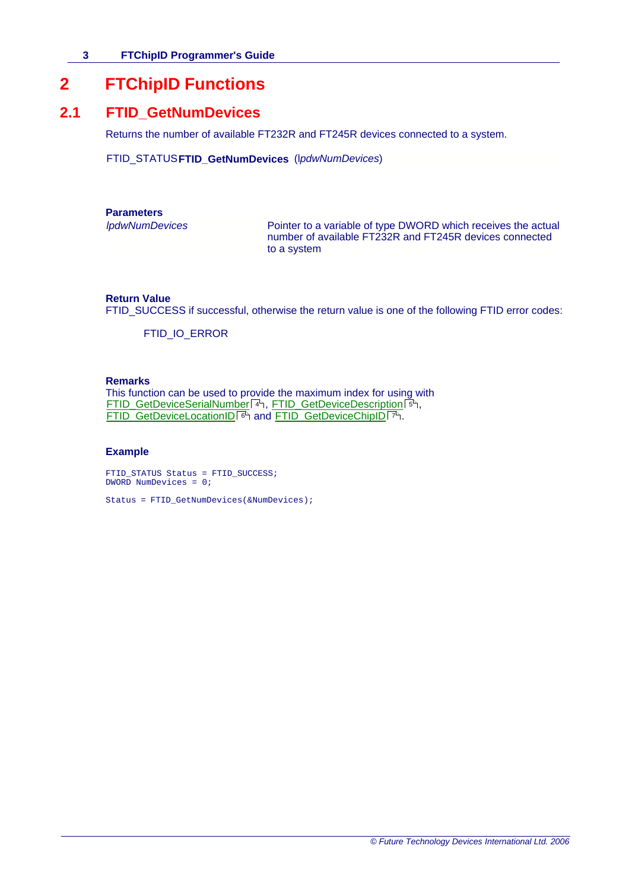# 2 FTChipID Functions

## 2.1 FTID_GetNumDevices

Returns the number of available FT232R and FT245R devices connected to a system.

FTID_STATUS **FTID_GetNumDevices** (*lpdwNumDevices*)

**Parameters**

| | |
|---|---|
| *lpdwNumDevices* | Pointer to a variable of type DWORD which receives the actual number of available FT232R and FT245R devices connected to a system |

**Return Value**

FTID_SUCCESS if successful, otherwise the return value is one of the following FTID error codes:

FTID_IO_ERROR

**Remarks**

This function can be used to provide the maximum index for using with FTID_GetDeviceSerialNumber [4], FTID_GetDeviceDescription [5], FTID_GetDeviceLocationID [6] and FTID_GetDeviceChipID [7].

**Example**

```
FTID_STATUS Status = FTID_SUCCESS;
DWORD NumDevices = 0;

Status = FTID_GetNumDevices(&NumDevices);
```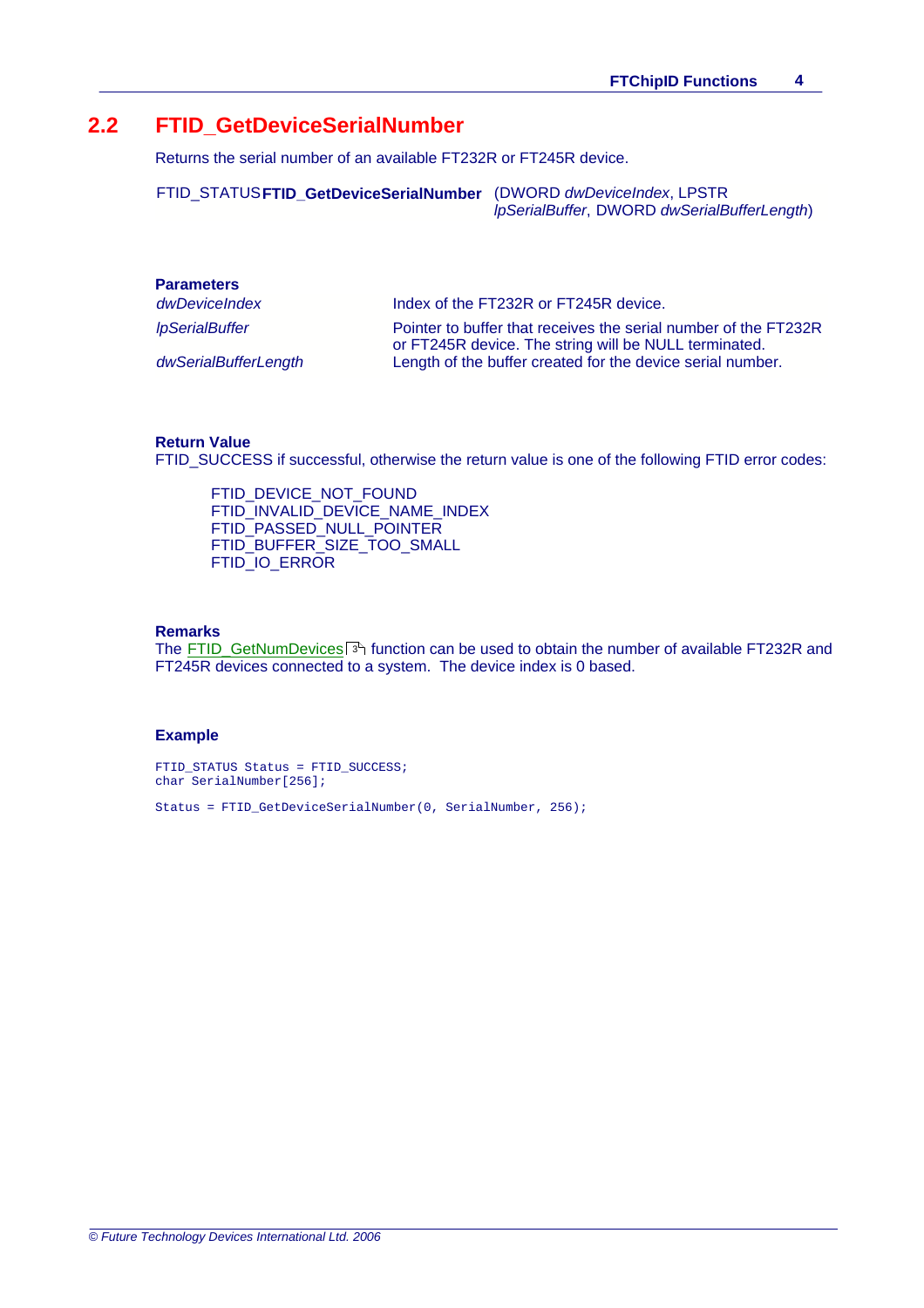## 2.2 FTID_GetDeviceSerialNumber

Returns the serial number of an available FT232R or FT245R device.

FTID_STATUS **FTID_GetDeviceSerialNumber** (DWORD *dwDeviceIndex*, LPSTR *lpSerialBuffer*, DWORD *dwSerialBufferLength*)

**Parameters**

| | |
|---|---|
| *dwDeviceIndex* | Index of the FT232R or FT245R device. |
| *lpSerialBuffer* | Pointer to buffer that receives the serial number of the FT232R or FT245R device. The string will be NULL terminated. |
| *dwSerialBufferLength* | Length of the buffer created for the device serial number. |

**Return Value**

FTID_SUCCESS if successful, otherwise the return value is one of the following FTID error codes:

FTID_DEVICE_NOT_FOUND
FTID_INVALID_DEVICE_NAME_INDEX
FTID_PASSED_NULL_POINTER
FTID_BUFFER_SIZE_TOO_SMALL
FTID_IO_ERROR

**Remarks**

The FTID_GetNumDevices 3 function can be used to obtain the number of available FT232R and FT245R devices connected to a system. The device index is 0 based.

**Example**

```
FTID_STATUS Status = FTID_SUCCESS;
char SerialNumber[256];

Status = FTID_GetDeviceSerialNumber(0, SerialNumber, 256);
```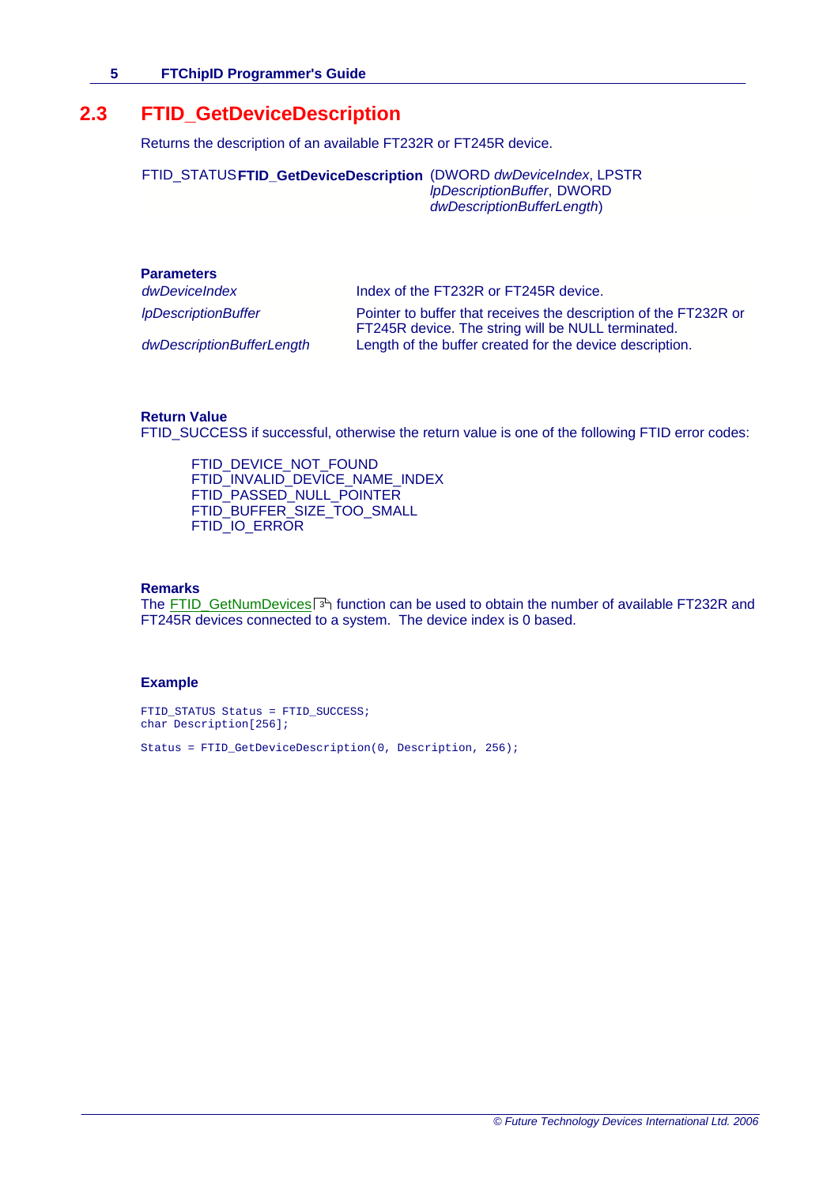## 2.3 FTID_GetDeviceDescription

Returns the description of an available FT232R or FT245R device.

FTID_STATUS **FTID_GetDeviceDescription** (DWORD *dwDeviceIndex*, LPSTR *lpDescriptionBuffer*, DWORD *dwDescriptionBufferLength*)

**Parameters**

| | |
|---|---|
| *dwDeviceIndex* | Index of the FT232R or FT245R device. |
| *lpDescriptionBuffer* | Pointer to buffer that receives the description of the FT232R or FT245R device. The string will be NULL terminated. |
| *dwDescriptionBufferLength* | Length of the buffer created for the device description. |

**Return Value**

FTID_SUCCESS if successful, otherwise the return value is one of the following FTID error codes:

FTID_DEVICE_NOT_FOUND
FTID_INVALID_DEVICE_NAME_INDEX
FTID_PASSED_NULL_POINTER
FTID_BUFFER_SIZE_TOO_SMALL
FTID_IO_ERROR

**Remarks**

The FTID_GetNumDevices [3] function can be used to obtain the number of available FT232R and FT245R devices connected to a system. The device index is 0 based.

**Example**

```
FTID_STATUS Status = FTID_SUCCESS;
char Description[256];

Status = FTID_GetDeviceDescription(0, Description, 256);
```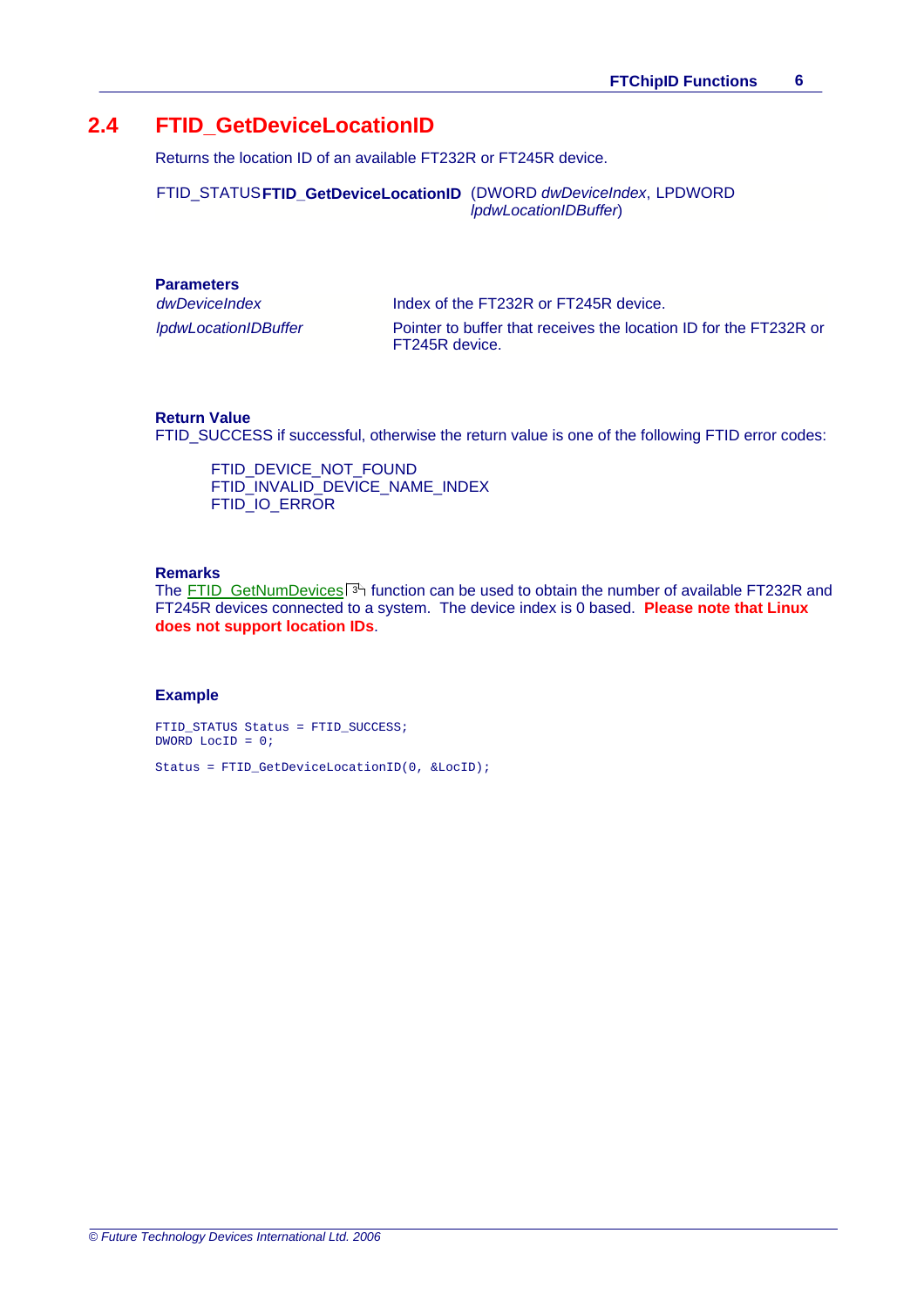## 2.4 FTID_GetDeviceLocationID

Returns the location ID of an available FT232R or FT245R device.

FTID_STATUS **FTID_GetDeviceLocationID** (DWORD *dwDeviceIndex*, LPDWORD *lpdwLocationIDBuffer*)

**Parameters**

| | |
|---|---|
| *dwDeviceIndex* | Index of the FT232R or FT245R device. |
| *lpdwLocationIDBuffer* | Pointer to buffer that receives the location ID for the FT232R or FT245R device. |

**Return Value**

FTID_SUCCESS if successful, otherwise the return value is one of the following FTID error codes:

FTID_DEVICE_NOT_FOUND
FTID_INVALID_DEVICE_NAME_INDEX
FTID_IO_ERROR

**Remarks**

The FTID_GetNumDevices [3] function can be used to obtain the number of available FT232R and FT245R devices connected to a system. The device index is 0 based. **Please note that Linux does not support location IDs**.

**Example**

```
FTID_STATUS Status = FTID_SUCCESS;
DWORD LocID = 0;

Status = FTID_GetDeviceLocationID(0, &LocID);
```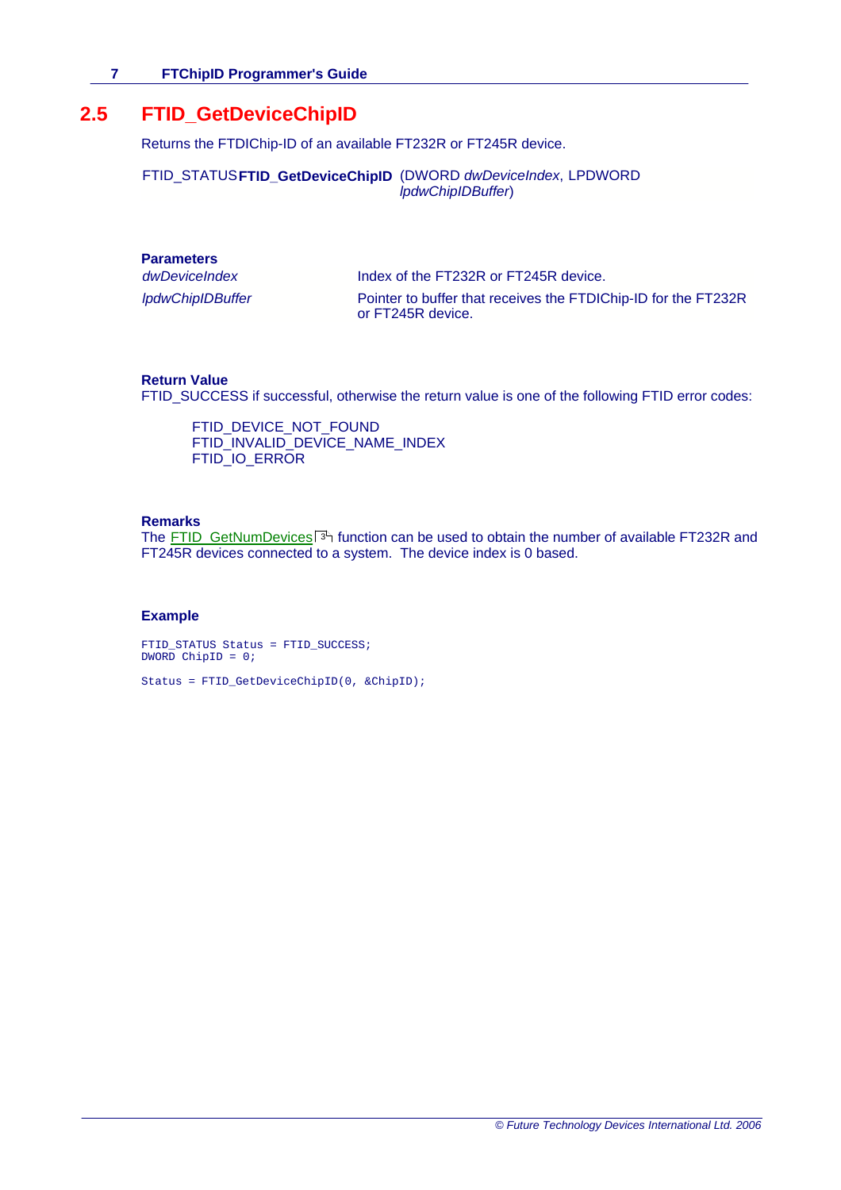## 2.5 FTID_GetDeviceChipID

Returns the FTDIChip-ID of an available FT232R or FT245R device.

FTID_STATUS **FTID_GetDeviceChipID** (DWORD *dwDeviceIndex*, LPDWORD *lpdwChipIDBuffer*)

**Parameters**

| | |
|---|---|
| *dwDeviceIndex* | Index of the FT232R or FT245R device. |
| *lpdwChipIDBuffer* | Pointer to buffer that receives the FTDIChip-ID for the FT232R or FT245R device. |

**Return Value**

FTID_SUCCESS if successful, otherwise the return value is one of the following FTID error codes:

FTID_DEVICE_NOT_FOUND
FTID_INVALID_DEVICE_NAME_INDEX
FTID_IO_ERROR

**Remarks**

The FTID_GetNumDevices [3] function can be used to obtain the number of available FT232R and FT245R devices connected to a system. The device index is 0 based.

**Example**

```
FTID_STATUS Status = FTID_SUCCESS;
DWORD ChipID = 0;

Status = FTID_GetDeviceChipID(0, &ChipID);
```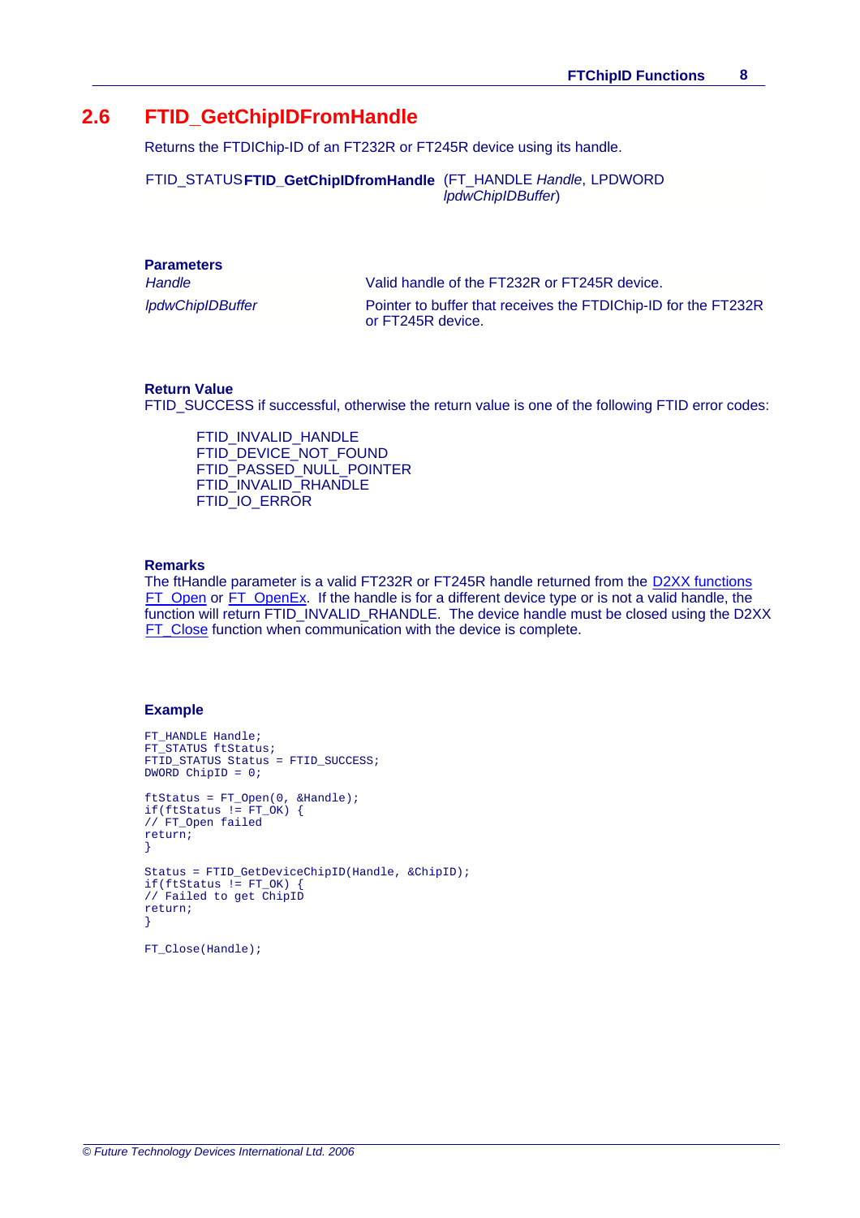## 2.6 FTID_GetChipIDFromHandle

Returns the FTDIChip-ID of an FT232R or FT245R device using its handle.

FTID_STATUS **FTID_GetChipIDfromHandle** (FT_HANDLE *Handle*, LPDWORD *lpdwChipIDBuffer*)

**Parameters**

| | |
|---|---|
| *Handle* | Valid handle of the FT232R or FT245R device. |
| *lpdwChipIDBuffer* | Pointer to buffer that receives the FTDIChip-ID for the FT232R or FT245R device. |

**Return Value**

FTID_SUCCESS if successful, otherwise the return value is one of the following FTID error codes:

FTID_INVALID_HANDLE
FTID_DEVICE_NOT_FOUND
FTID_PASSED_NULL_POINTER
FTID_INVALID_RHANDLE
FTID_IO_ERROR

**Remarks**

The ftHandle parameter is a valid FT232R or FT245R handle returned from the D2XX functions FT_Open or FT_OpenEx. If the handle is for a different device type or is not a valid handle, the function will return FTID_INVALID_RHANDLE. The device handle must be closed using the D2XX FT_Close function when communication with the device is complete.

**Example**

```
FT_HANDLE Handle;
FT_STATUS ftStatus;
FTID_STATUS Status = FTID_SUCCESS;
DWORD ChipID = 0;

ftStatus = FT_Open(0, &Handle);
if(ftStatus != FT_OK) {
// FT_Open failed
return;
}

Status = FTID_GetDeviceChipID(Handle, &ChipID);
if(ftStatus != FT_OK) {
// Failed to get ChipID
return;
}

FT_Close(Handle);
```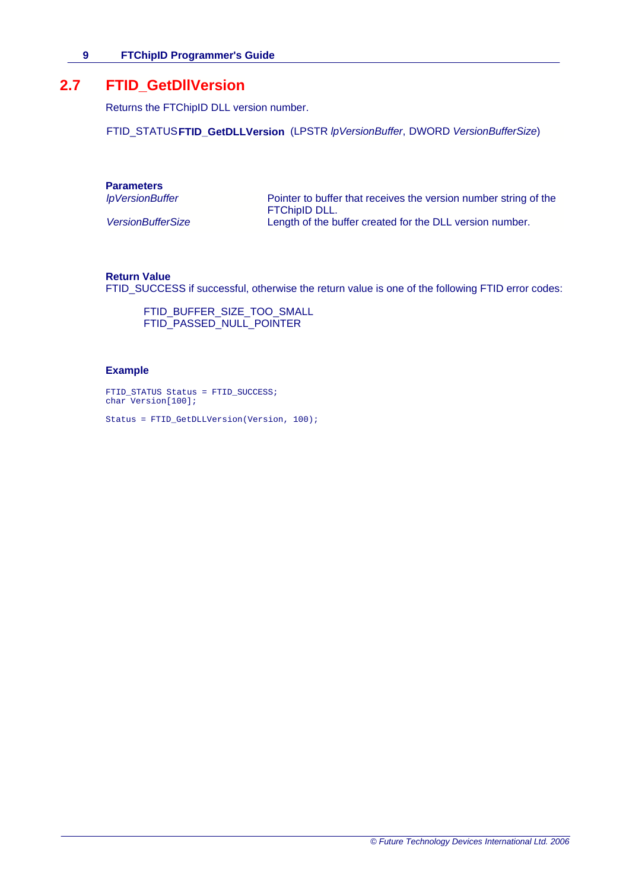## 2.7 FTID_GetDllVersion

Returns the FTChipID DLL version number.

FTID_STATUS **FTID_GetDLLVersion** (LPSTR *lpVersionBuffer*, DWORD *VersionBufferSize*)

**Parameters**

| | |
|---|---|
| *lpVersionBuffer* | Pointer to buffer that receives the version number string of the FTChipID DLL. |
| *VersionBufferSize* | Length of the buffer created for the DLL version number. |

**Return Value**

FTID_SUCCESS if successful, otherwise the return value is one of the following FTID error codes:

FTID_BUFFER_SIZE_TOO_SMALL
FTID_PASSED_NULL_POINTER

**Example**

```
FTID_STATUS Status = FTID_SUCCESS;
char Version[100];

Status = FTID_GetDLLVersion(Version, 100);
```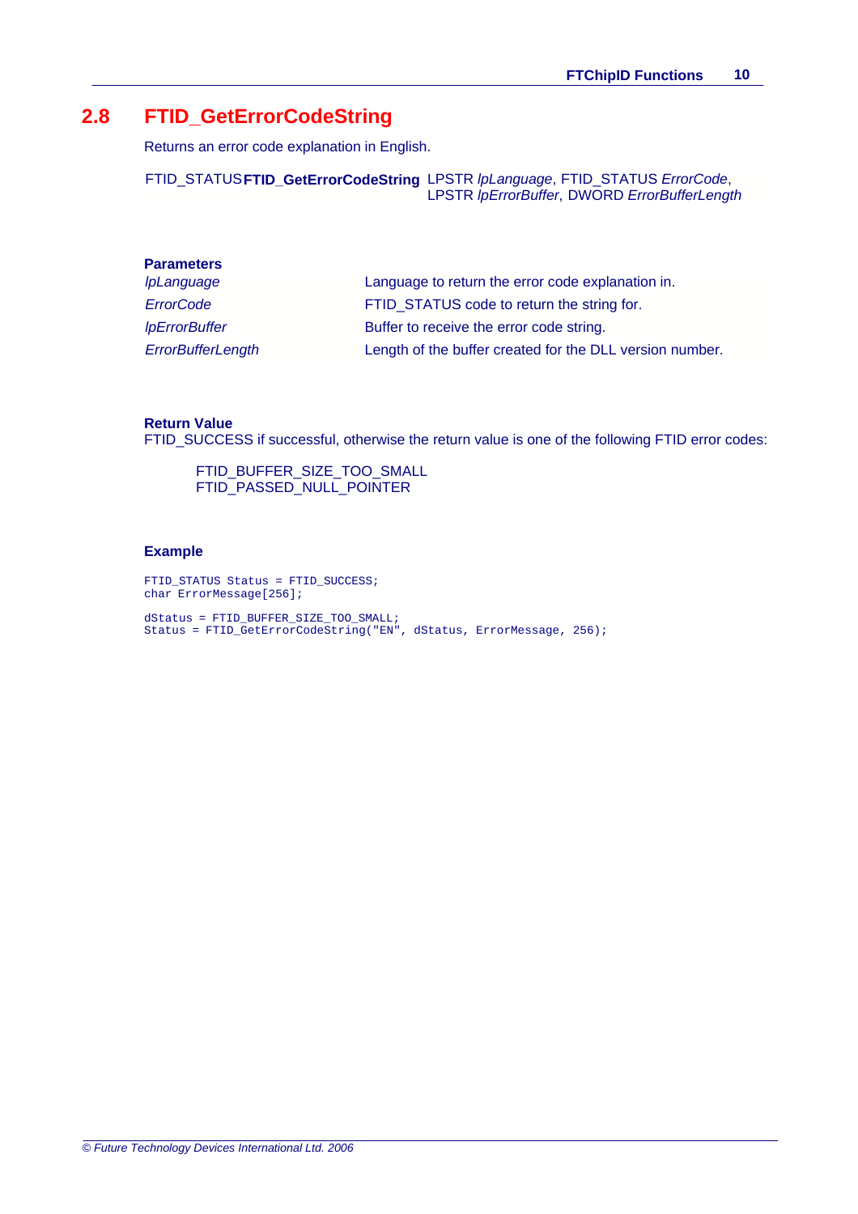## 2.8 FTID_GetErrorCodeString

Returns an error code explanation in English.

FTID_STATUS **FTID_GetErrorCodeString** LPSTR *lpLanguage*, FTID_STATUS *ErrorCode*, LPSTR *lpErrorBuffer*, DWORD *ErrorBufferLength*

**Parameters**

| | |
|---|---|
| *lpLanguage* | Language to return the error code explanation in. |
| *ErrorCode* | FTID_STATUS code to return the string for. |
| *lpErrorBuffer* | Buffer to receive the error code string. |
| *ErrorBufferLength* | Length of the buffer created for the DLL version number. |

**Return Value**

FTID_SUCCESS if successful, otherwise the return value is one of the following FTID error codes:

FTID_BUFFER_SIZE_TOO_SMALL
FTID_PASSED_NULL_POINTER

**Example**

```
FTID_STATUS Status = FTID_SUCCESS;
char ErrorMessage[256];

dStatus = FTID_BUFFER_SIZE_TOO_SMALL;
Status = FTID_GetErrorCodeString("EN", dStatus, ErrorMessage, 256);
```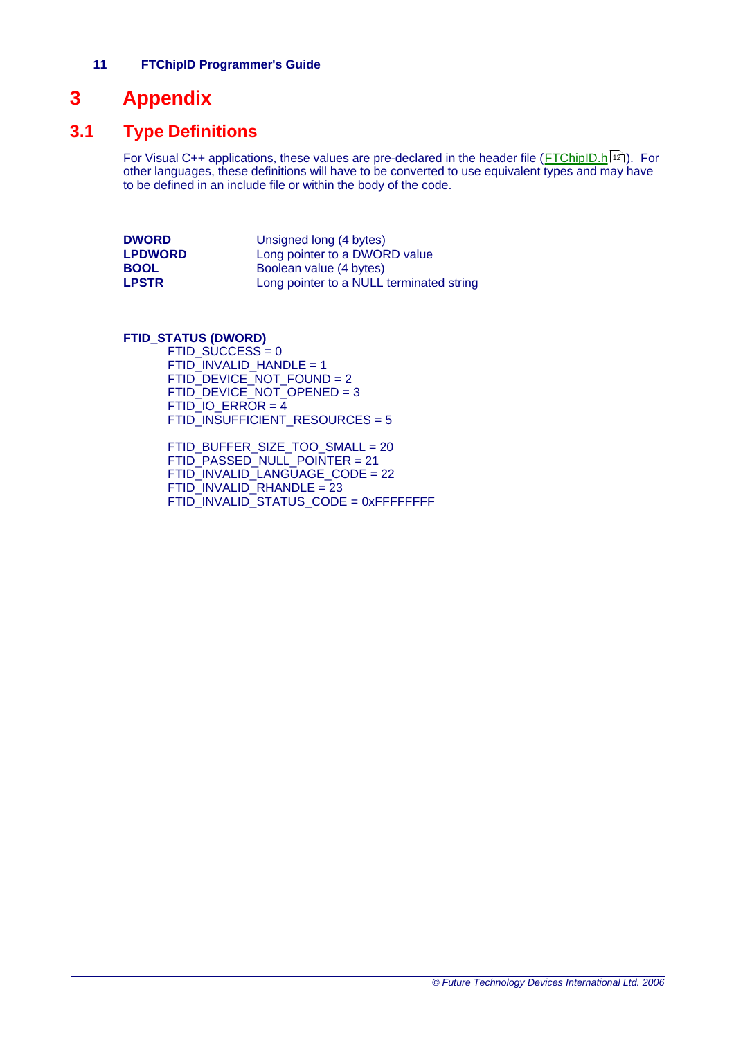# 3 Appendix

## 3.1 Type Definitions

For Visual C++ applications, these values are pre-declared in the header file (FTChipID.h [12]). For other languages, these definitions will have to be converted to use equivalent types and may have to be defined in an include file or within the body of the code.

| | |
|---|---|
| **DWORD** | Unsigned long (4 bytes) |
| **LPDWORD** | Long pointer to a DWORD value |
| **BOOL** | Boolean value (4 bytes) |
| **LPSTR** | Long pointer to a NULL terminated string |

**FTID_STATUS (DWORD)**

FTID_SUCCESS = 0
FTID_INVALID_HANDLE = 1
FTID_DEVICE_NOT_FOUND = 2
FTID_DEVICE_NOT_OPENED = 3
FTID_IO_ERROR = 4
FTID_INSUFFICIENT_RESOURCES = 5

FTID_BUFFER_SIZE_TOO_SMALL = 20
FTID_PASSED_NULL_POINTER = 21
FTID_INVALID_LANGUAGE_CODE = 22
FTID_INVALID_RHANDLE = 23
FTID_INVALID_STATUS_CODE = 0xFFFFFFFF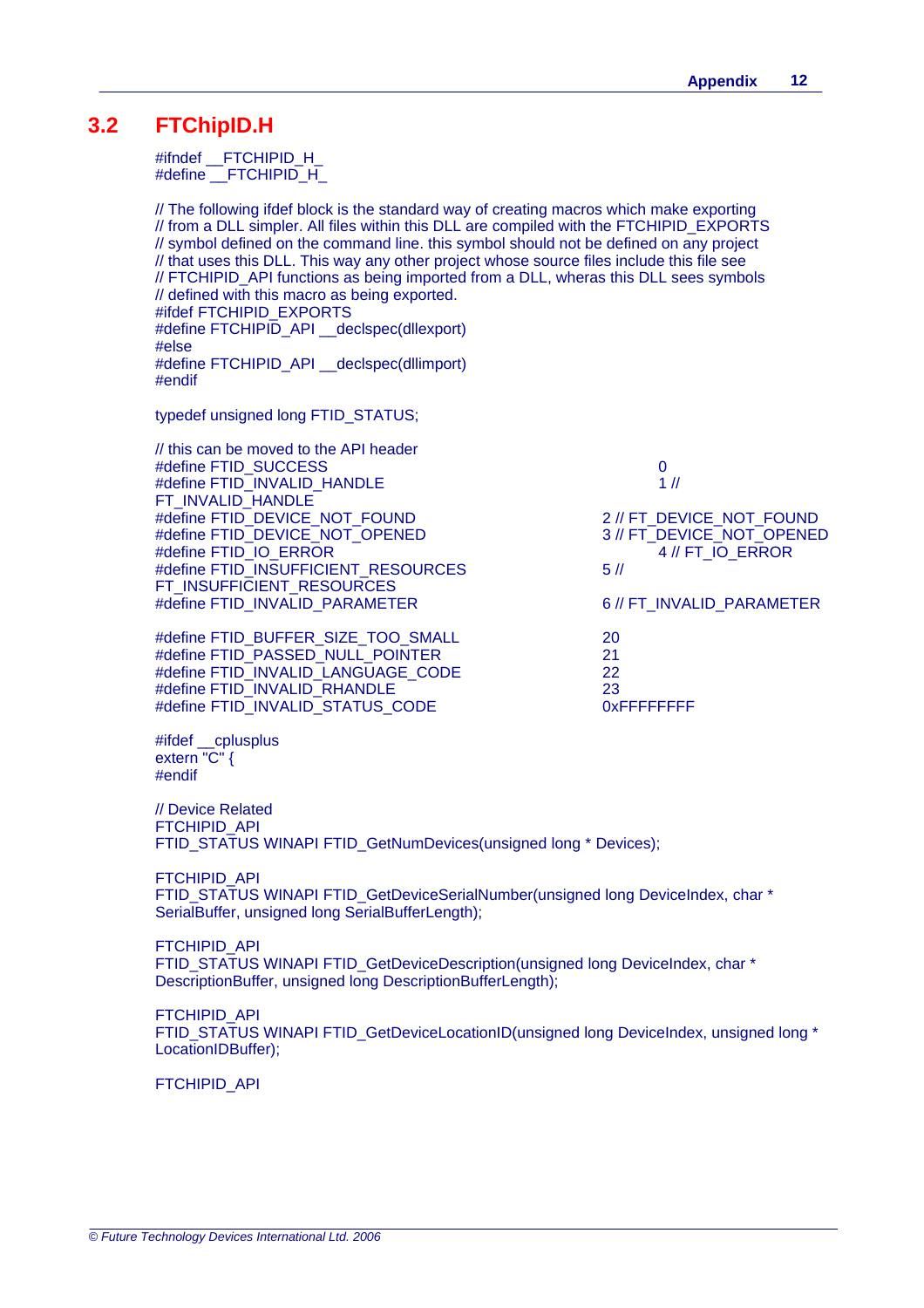## 3.2 FTChipID.H

```
#ifndef __FTCHIPID_H_
#define __FTCHIPID_H_

// The following ifdef block is the standard way of creating macros which make exporting
// from a DLL simpler. All files within this DLL are compiled with the FTCHIPID_EXPORTS
// symbol defined on the command line. this symbol should not be defined on any project
// that uses this DLL. This way any other project whose source files include this file see
// FTCHIPID_API functions as being imported from a DLL, wheras this DLL sees symbols
// defined with this macro as being exported.
#ifdef FTCHIPID_EXPORTS
#define FTCHIPID_API __declspec(dllexport)
#else
#define FTCHIPID_API __declspec(dllimport)
#endif

typedef unsigned long FTID_STATUS;

// this can be moved to the API header
#define FTID_SUCCESS                    0
#define FTID_INVALID_HANDLE             1 // FT_INVALID_HANDLE
#define FTID_DEVICE_NOT_FOUND           2 // FT_DEVICE_NOT_FOUND
#define FTID_DEVICE_NOT_OPENED          3 // FT_DEVICE_NOT_OPENED
#define FTID_IO_ERROR                   4 // FT_IO_ERROR
#define FTID_INSUFFICIENT_RESOURCES     5 // FT_INSUFFICIENT_RESOURCES
#define FTID_INVALID_PARAMETER          6 // FT_INVALID_PARAMETER

#define FTID_BUFFER_SIZE_TOO_SMALL      20
#define FTID_PASSED_NULL_POINTER        21
#define FTID_INVALID_LANGUAGE_CODE      22
#define FTID_INVALID_RHANDLE            23
#define FTID_INVALID_STATUS_CODE        0xFFFFFFFF

#ifdef __cplusplus
extern "C" {
#endif

// Device Related
FTCHIPID_API
FTID_STATUS WINAPI FTID_GetNumDevices(unsigned long * Devices);

FTCHIPID_API
FTID_STATUS WINAPI FTID_GetDeviceSerialNumber(unsigned long DeviceIndex, char *
SerialBuffer, unsigned long SerialBufferLength);

FTCHIPID_API
FTID_STATUS WINAPI FTID_GetDeviceDescription(unsigned long DeviceIndex, char *
DescriptionBuffer, unsigned long DescriptionBufferLength);

FTCHIPID_API
FTID_STATUS WINAPI FTID_GetDeviceLocationID(unsigned long DeviceIndex, unsigned long *
LocationIDBuffer);

FTCHIPID_API
```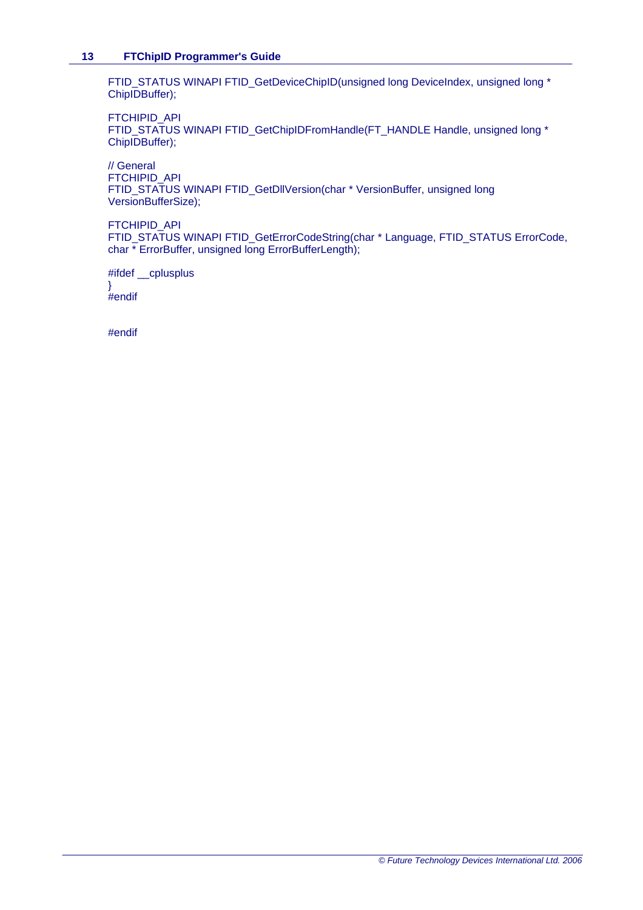```
FTID_STATUS WINAPI FTID_GetDeviceChipID(unsigned long DeviceIndex, unsigned long * ChipIDBuffer);

FTCHIPID_API
FTID_STATUS WINAPI FTID_GetChipIDFromHandle(FT_HANDLE Handle, unsigned long * ChipIDBuffer);

// General
FTCHIPID_API
FTID_STATUS WINAPI FTID_GetDllVersion(char * VersionBuffer, unsigned long VersionBufferSize);

FTCHIPID_API
FTID_STATUS WINAPI FTID_GetErrorCodeString(char * Language, FTID_STATUS ErrorCode, char * ErrorBuffer, unsigned long ErrorBufferLength);

#ifdef __cplusplus
}
#endif

#endif
```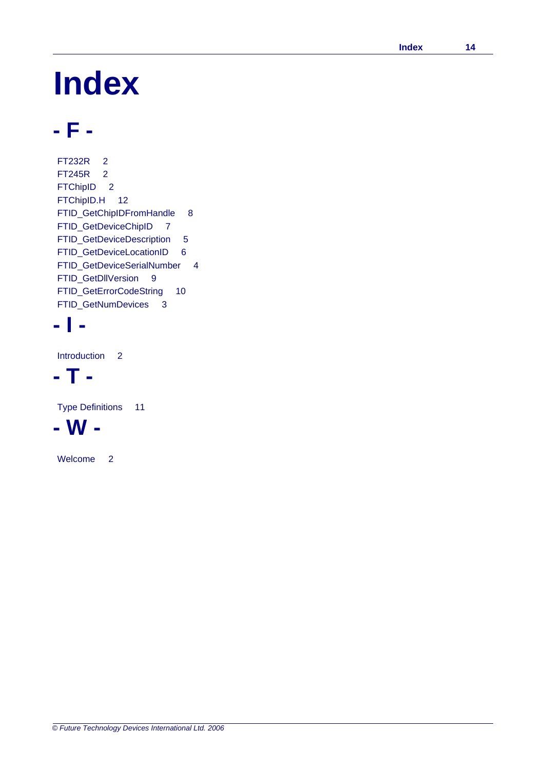# Index

## - F -

FT232R 2
FT245R 2
FTChipID 2
FTChipID.H 12
FTID_GetChipIDFromHandle 8
FTID_GetDeviceChipID 7
FTID_GetDeviceDescription 5
FTID_GetDeviceLocationID 6
FTID_GetDeviceSerialNumber 4
FTID_GetDllVersion 9
FTID_GetErrorCodeString 10
FTID_GetNumDevices 3

## - I -

Introduction 2

## - T -

Type Definitions 11

## - W -

Welcome 2